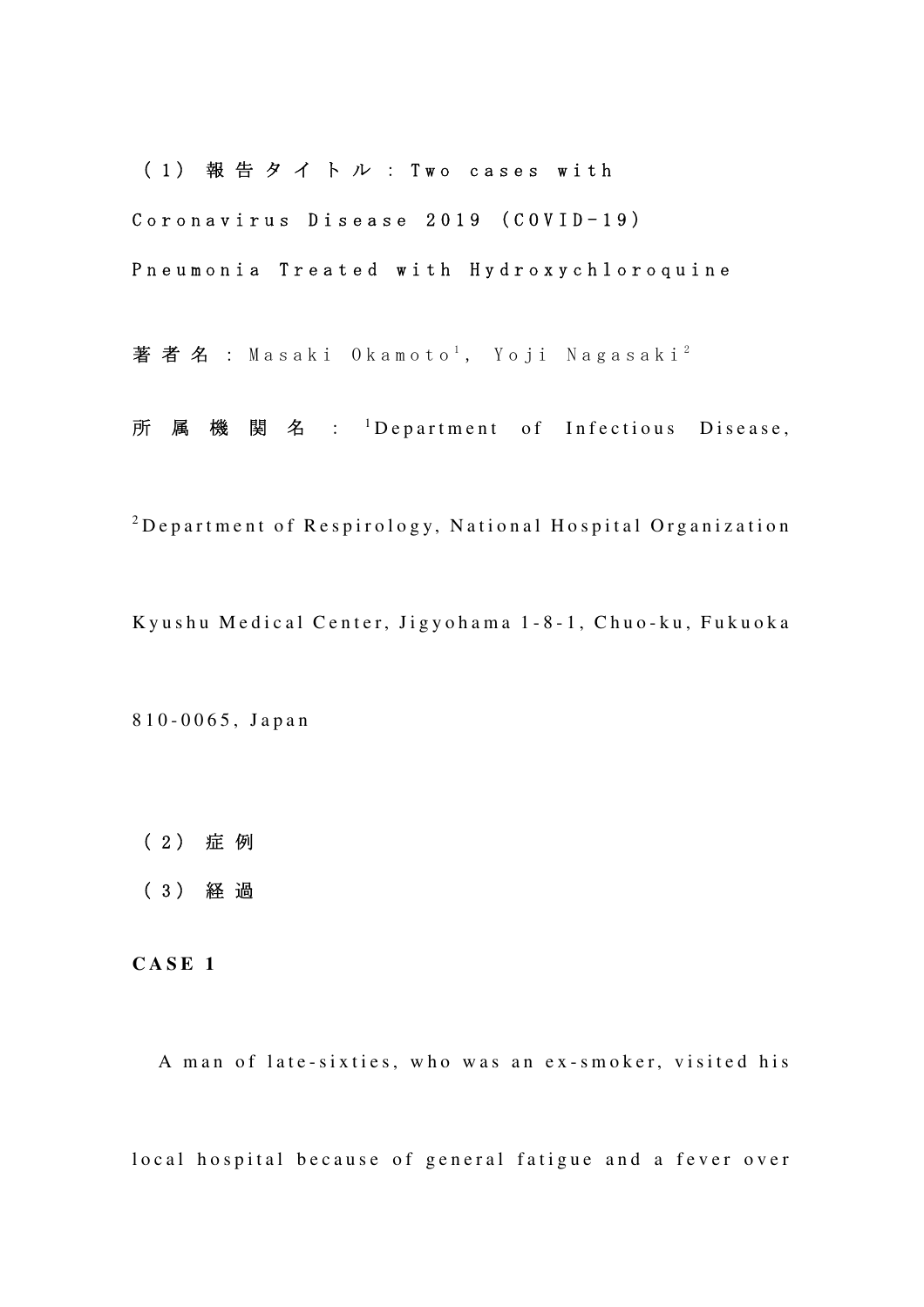（1）報告タイトル：Two cases with Coronavirus Disease 2019 (COVID-19) Pneumonia Treated with Hydroxychloroquine

著者名：Masaki Okamoto[1], Yoji Nagasaki[2]

所属機関名：[1]Department of Infectious Disease, [2]Department of Respirology, National Hospital Organization Kyushu Medical Center, Jigyohama 1-8-1, Chuo-ku, Fukuoka 810-0065, Japan

（2）症例

（3）経過

**CASE 1**

A man of late-sixties, who was an ex-smoker, visited his local hospital because of general fatigue and a fever over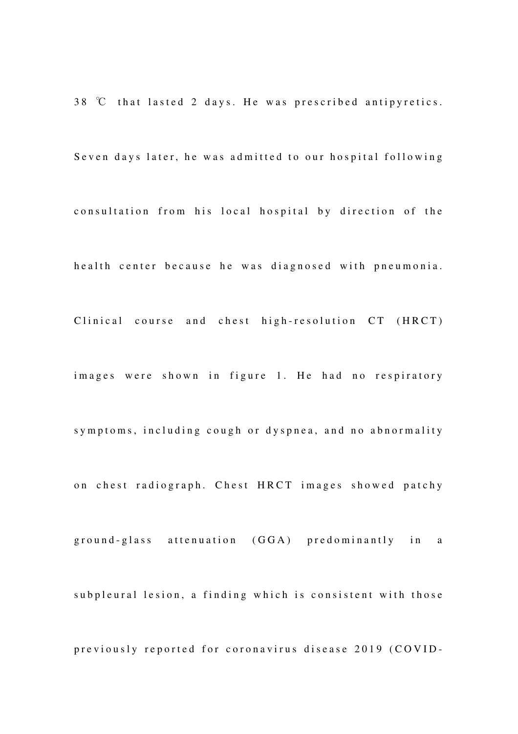38 ℃ that lasted 2 days. He was prescribed antipyretics. Seven days later, he was admitted to our hospital following consultation from his local hospital by direction of the health center because he was diagnosed with pneumonia. Clinical course and chest high-resolution CT (HRCT) images were shown in figure 1. He had no respiratory symptoms, including cough or dyspnea, and no abnormality on chest radiograph. Chest HRCT images showed patchy ground-glass attenuation (GGA) predominantly in a subpleural lesion, a finding which is consistent with those previously reported for coronavirus disease 2019 (COVID-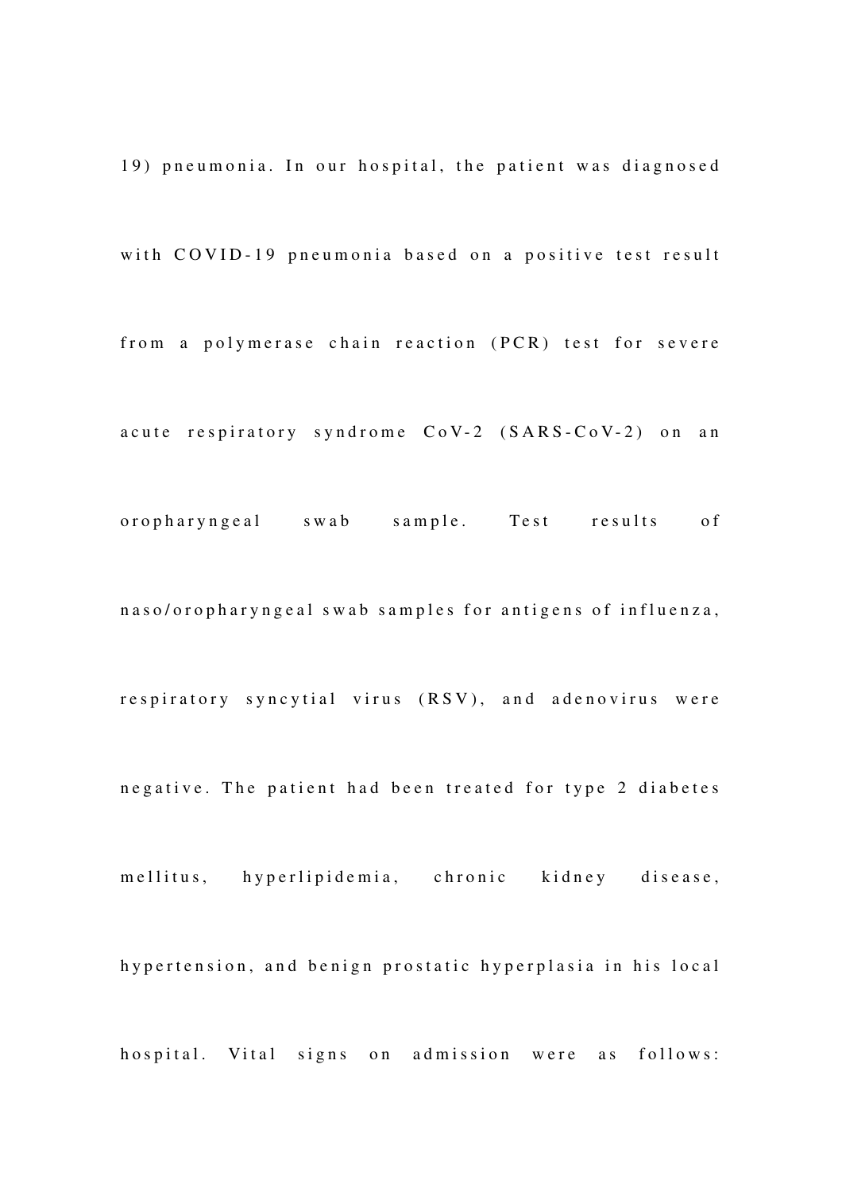19) pneumonia. In our hospital, the patient was diagnosed with COVID-19 pneumonia based on a positive test result from a polymerase chain reaction (PCR) test for severe acute respiratory syndrome CoV-2 (SARS-CoV-2) on an oropharyngeal swab sample. Test results of naso/oropharyngeal swab samples for antigens of influenza, respiratory syncytial virus (RSV), and adenovirus were negative. The patient had been treated for type 2 diabetes mellitus, hyperlipidemia, chronic kidney disease, hypertension, and benign prostatic hyperplasia in his local hospital. Vital signs on admission were as follows: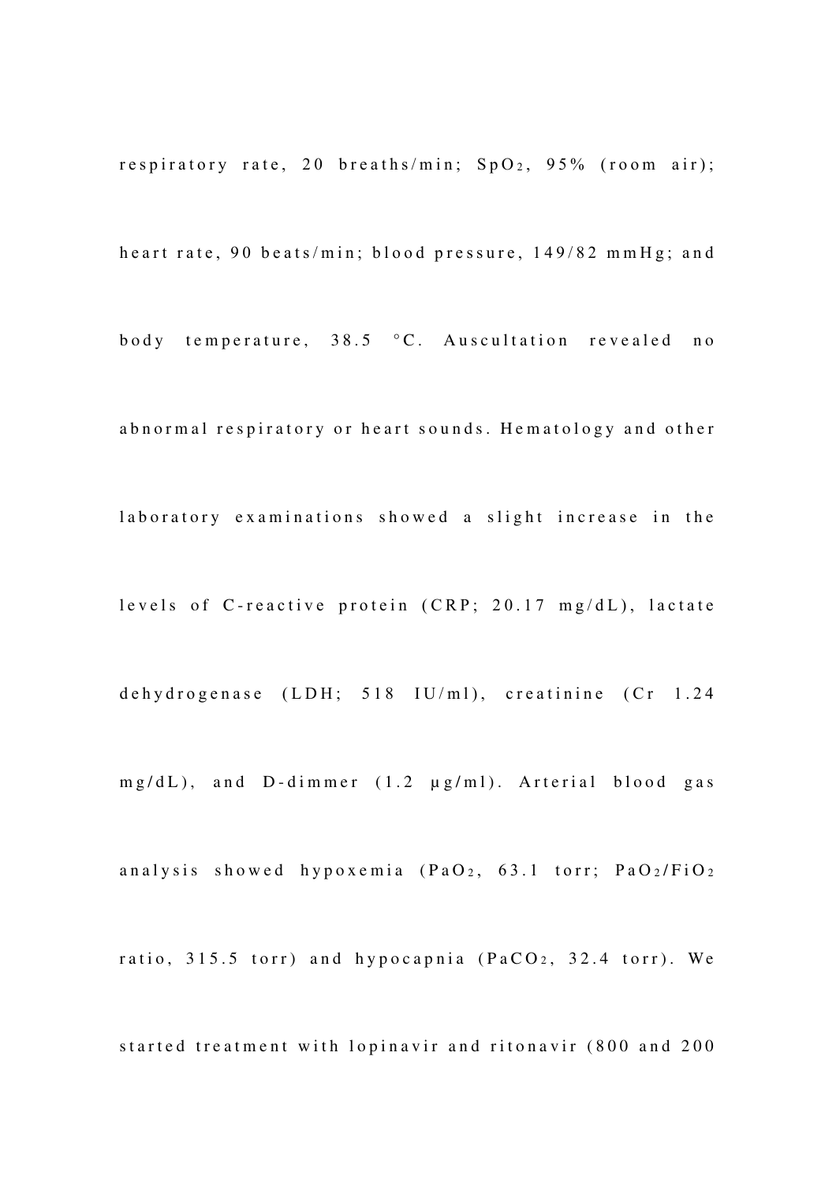respiratory rate, 20 breaths/min; $SpO_2$, 95% (room air); heart rate, 90 beats/min; blood pressure, 149/82 mmHg; and body temperature, 38.5 °C. Auscultation revealed no abnormal respiratory or heart sounds. Hematology and other laboratory examinations showed a slight increase in the levels of C-reactive protein (CRP; 20.17 mg/dL), lactate dehydrogenase (LDH; 518 IU/ml), creatinine (Cr 1.24 mg/dL), and D-dimmer (1.2 µg/ml). Arterial blood gas analysis showed hypoxemia ($PaO_2$, 63.1 torr; $PaO_2/FiO_2$ ratio, 315.5 torr) and hypocapnia ($PaCO_2$, 32.4 torr). We started treatment with lopinavir and ritonavir (800 and 200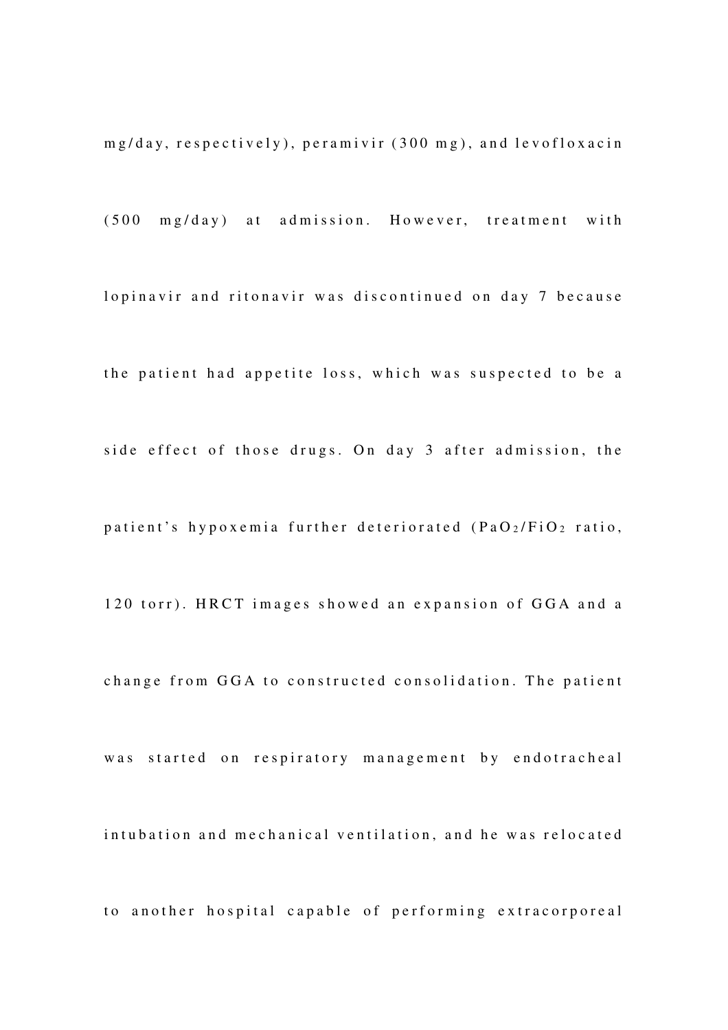mg/day, respectively), peramivir (300 mg), and levofloxacin (500 mg/day) at admission. However, treatment with lopinavir and ritonavir was discontinued on day 7 because the patient had appetite loss, which was suspected to be a side effect of those drugs. On day 3 after admission, the patient's hypoxemia further deteriorated ($PaO_2/FiO_2$ ratio, 120 torr). HRCT images showed an expansion of GGA and a change from GGA to constructed consolidation. The patient was started on respiratory management by endotracheal intubation and mechanical ventilation, and he was relocated to another hospital capable of performing extracorporeal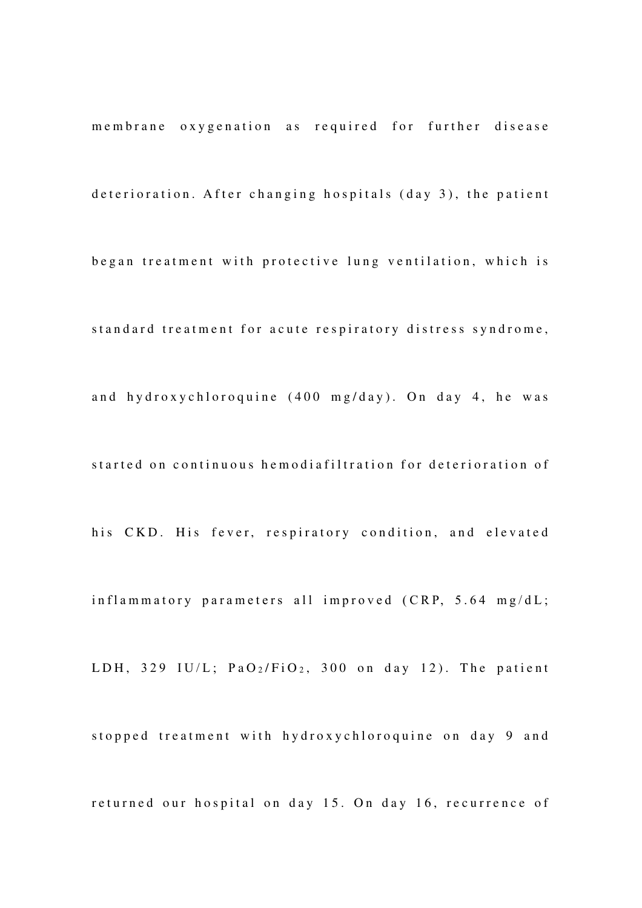membrane oxygenation as required for further disease deterioration. After changing hospitals (day 3), the patient began treatment with protective lung ventilation, which is standard treatment for acute respiratory distress syndrome, and hydroxychloroquine (400 mg/day). On day 4, he was started on continuous hemodiafiltration for deterioration of his CKD. His fever, respiratory condition, and elevated inflammatory parameters all improved (CRP, 5.64 mg/dL; LDH, 329 IU/L; $PaO_2/FiO_2$, 300 on day 12). The patient stopped treatment with hydroxychloroquine on day 9 and returned our hospital on day 15. On day 16, recurrence of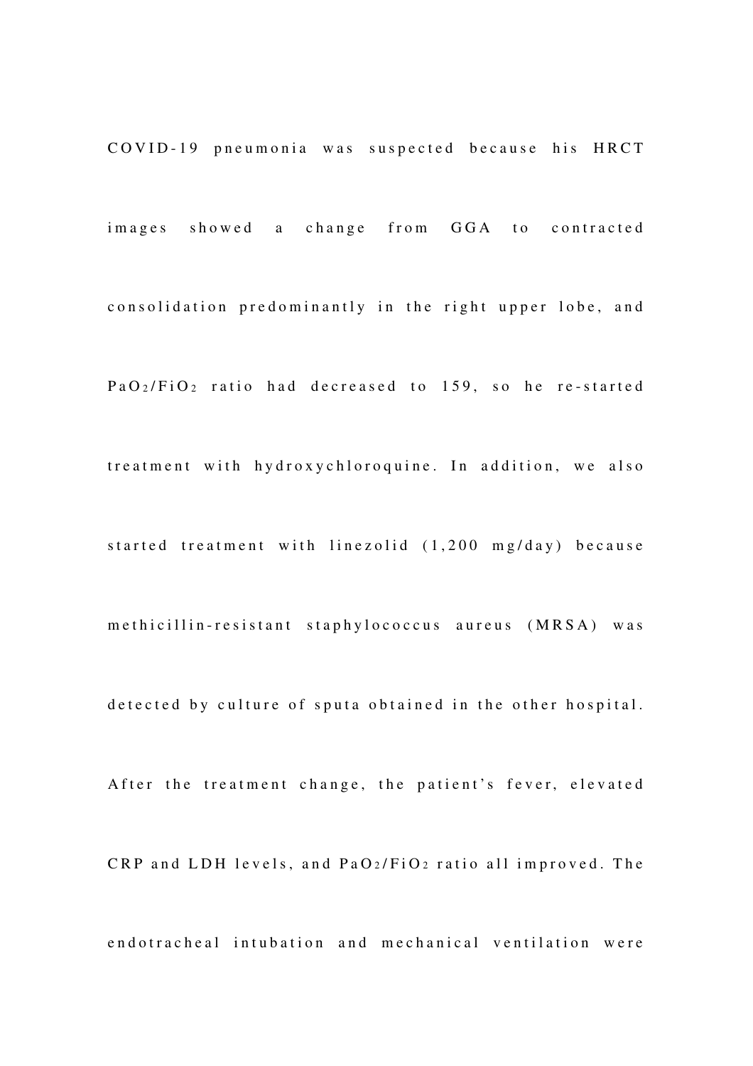COVID-19 pneumonia was suspected because his HRCT images showed a change from GGA to contracted consolidation predominantly in the right upper lobe, and $PaO_2/FiO_2$ ratio had decreased to 159, so he re-started treatment with hydroxychloroquine. In addition, we also started treatment with linezolid (1,200 mg/day) because methicillin-resistant staphylococcus aureus (MRSA) was detected by culture of sputa obtained in the other hospital. After the treatment change, the patient's fever, elevated CRP and LDH levels, and $PaO_2/FiO_2$ ratio all improved. The endotracheal intubation and mechanical ventilation were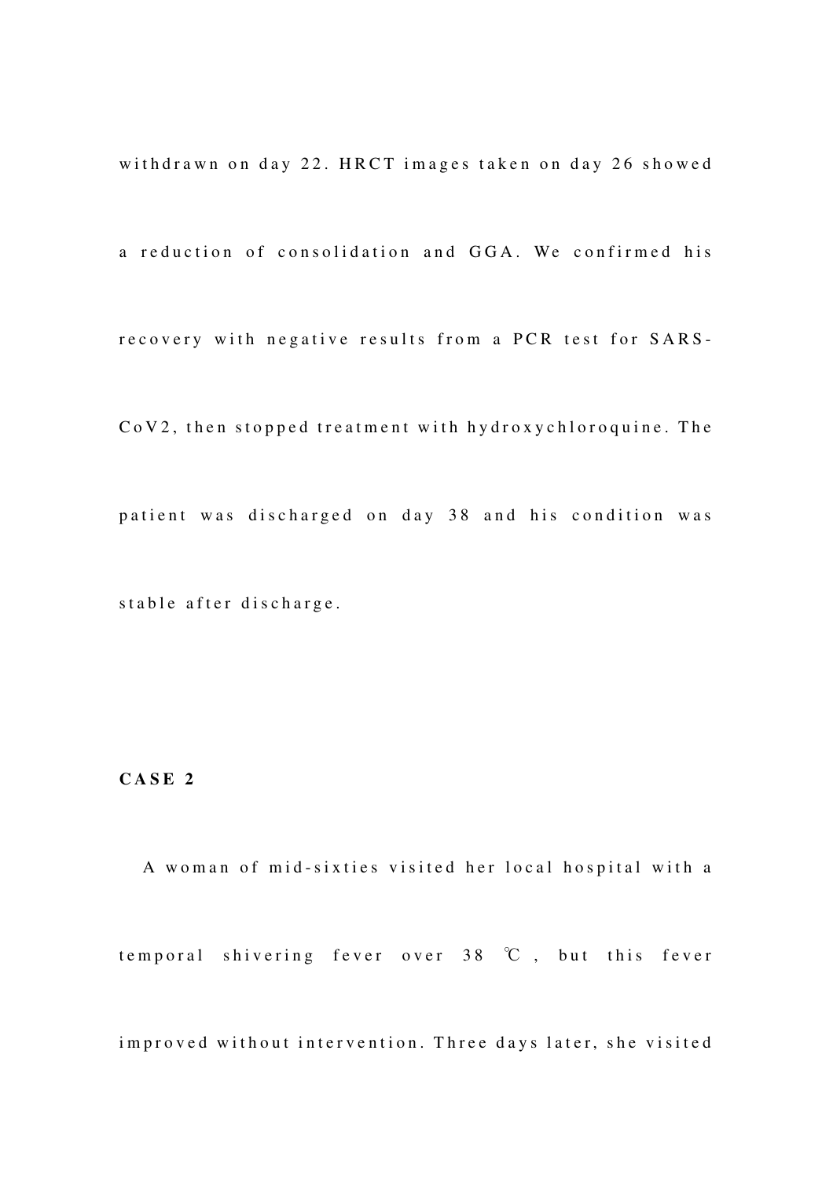withdrawn on day 22. HRCT images taken on day 26 showed a reduction of consolidation and GGA. We confirmed his recovery with negative results from a PCR test for SARS-CoV2, then stopped treatment with hydroxychloroquine. The patient was discharged on day 38 and his condition was stable after discharge.

**CASE 2**

A woman of mid-sixties visited her local hospital with a temporal shivering fever over 38 ℃, but this fever improved without intervention. Three days later, she visited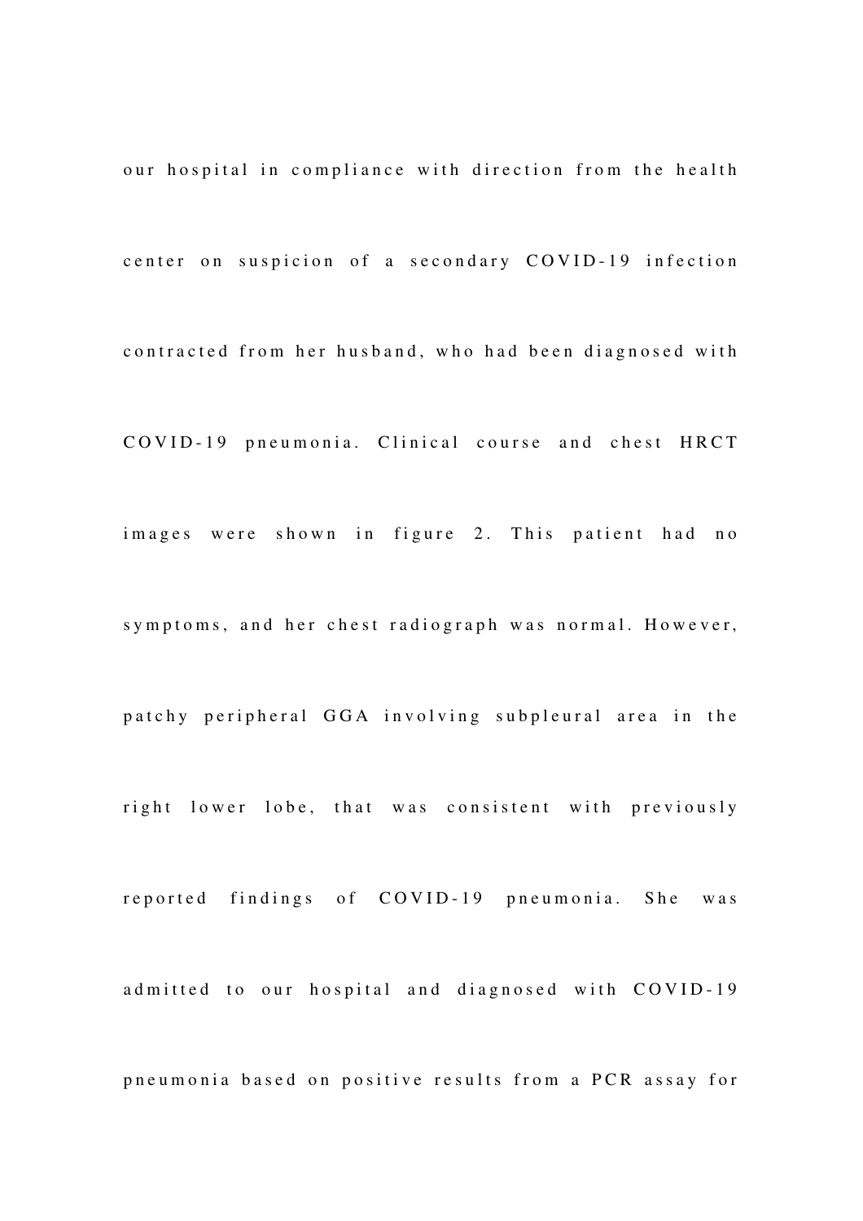our hospital in compliance with direction from the health center on suspicion of a secondary COVID-19 infection contracted from her husband, who had been diagnosed with COVID-19 pneumonia. Clinical course and chest HRCT images were shown in figure 2. This patient had no symptoms, and her chest radiograph was normal. However, patchy peripheral GGA involving subpleural area in the right lower lobe, that was consistent with previously reported findings of COVID-19 pneumonia. She was admitted to our hospital and diagnosed with COVID-19 pneumonia based on positive results from a PCR assay for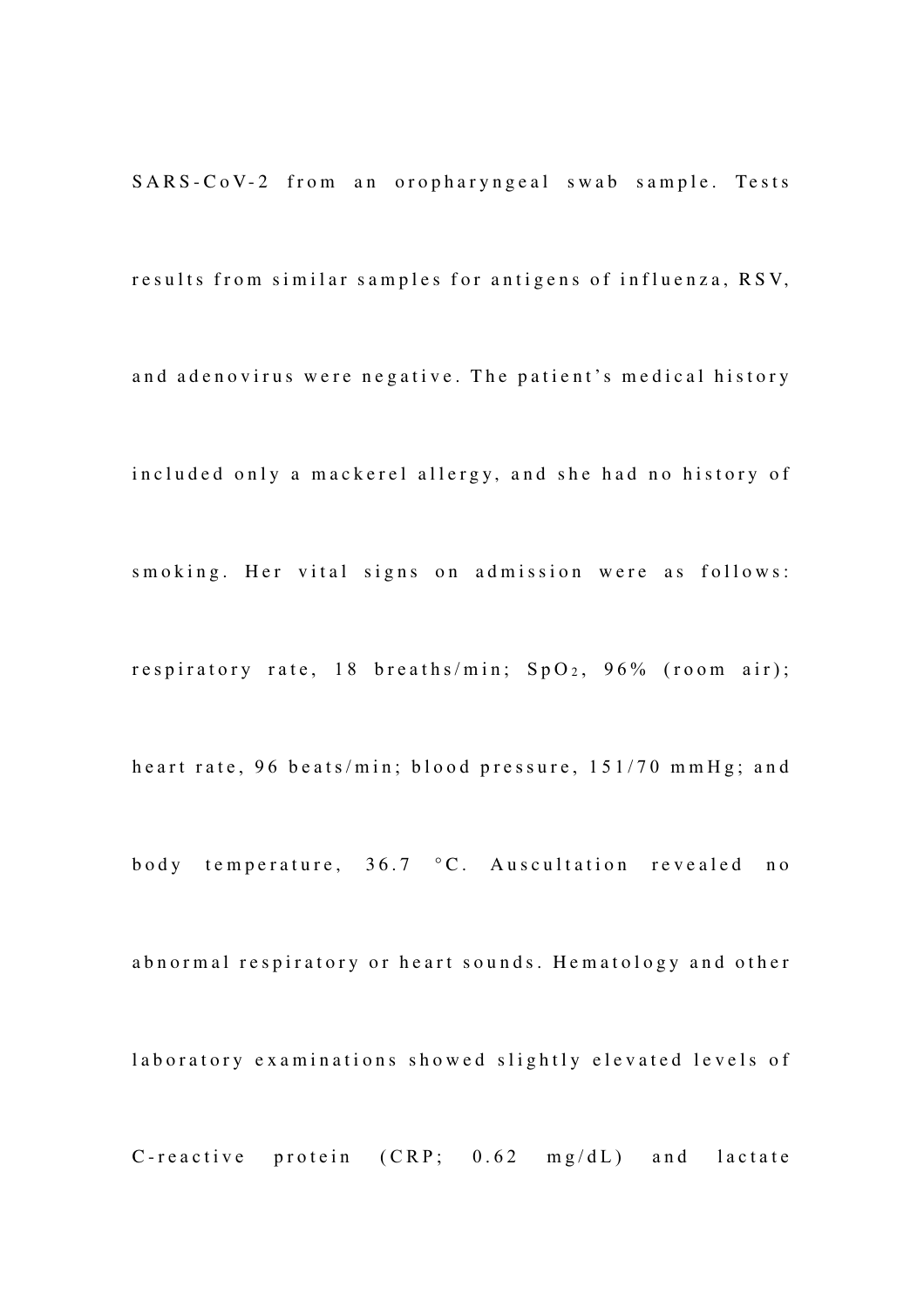SARS-CoV-2 from an oropharyngeal swab sample. Tests results from similar samples for antigens of influenza, RSV, and adenovirus were negative. The patient's medical history included only a mackerel allergy, and she had no history of smoking. Her vital signs on admission were as follows: respiratory rate, 18 breaths/min; $SpO_2$, 96% (room air); heart rate, 96 beats/min; blood pressure, 151/70 mmHg; and body temperature, 36.7 °C. Auscultation revealed no abnormal respiratory or heart sounds. Hematology and other laboratory examinations showed slightly elevated levels of C-reactive protein (CRP; 0.62 mg/dL) and lactate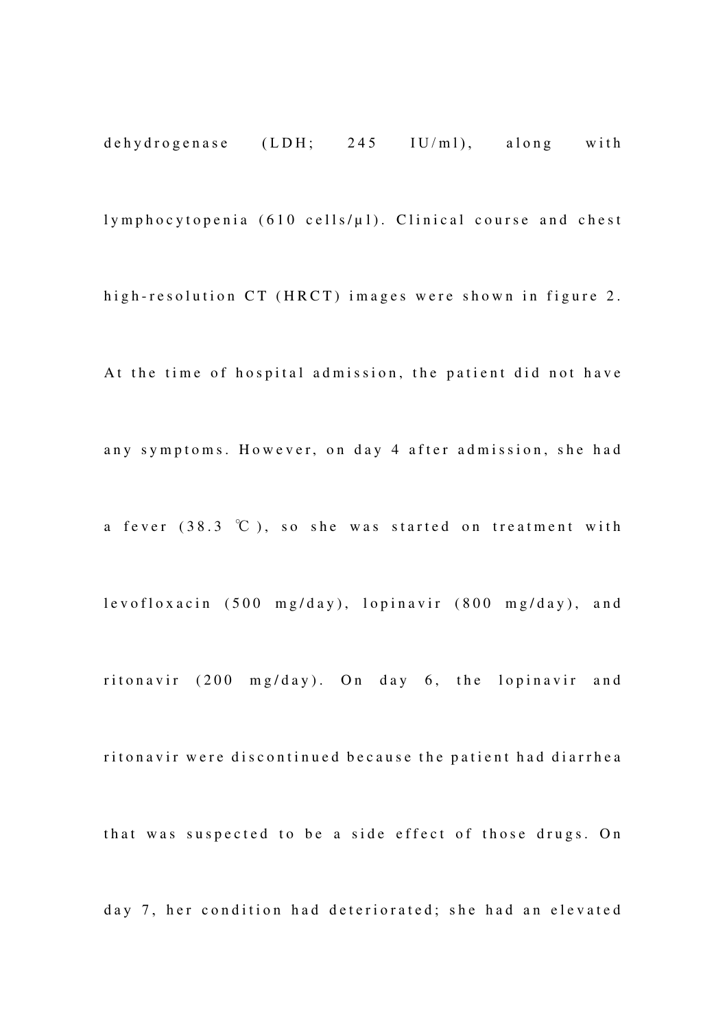dehydrogenase (LDH; 245 IU/ml), along with lymphocytopenia (610 cells/μl). Clinical course and chest high-resolution CT (HRCT) images were shown in figure 2. At the time of hospital admission, the patient did not have any symptoms. However, on day 4 after admission, she had a fever (38.3 ℃), so she was started on treatment with levofloxacin (500 mg/day), lopinavir (800 mg/day), and ritonavir (200 mg/day). On day 6, the lopinavir and ritonavir were discontinued because the patient had diarrhea that was suspected to be a side effect of those drugs. On day 7, her condition had deteriorated; she had an elevated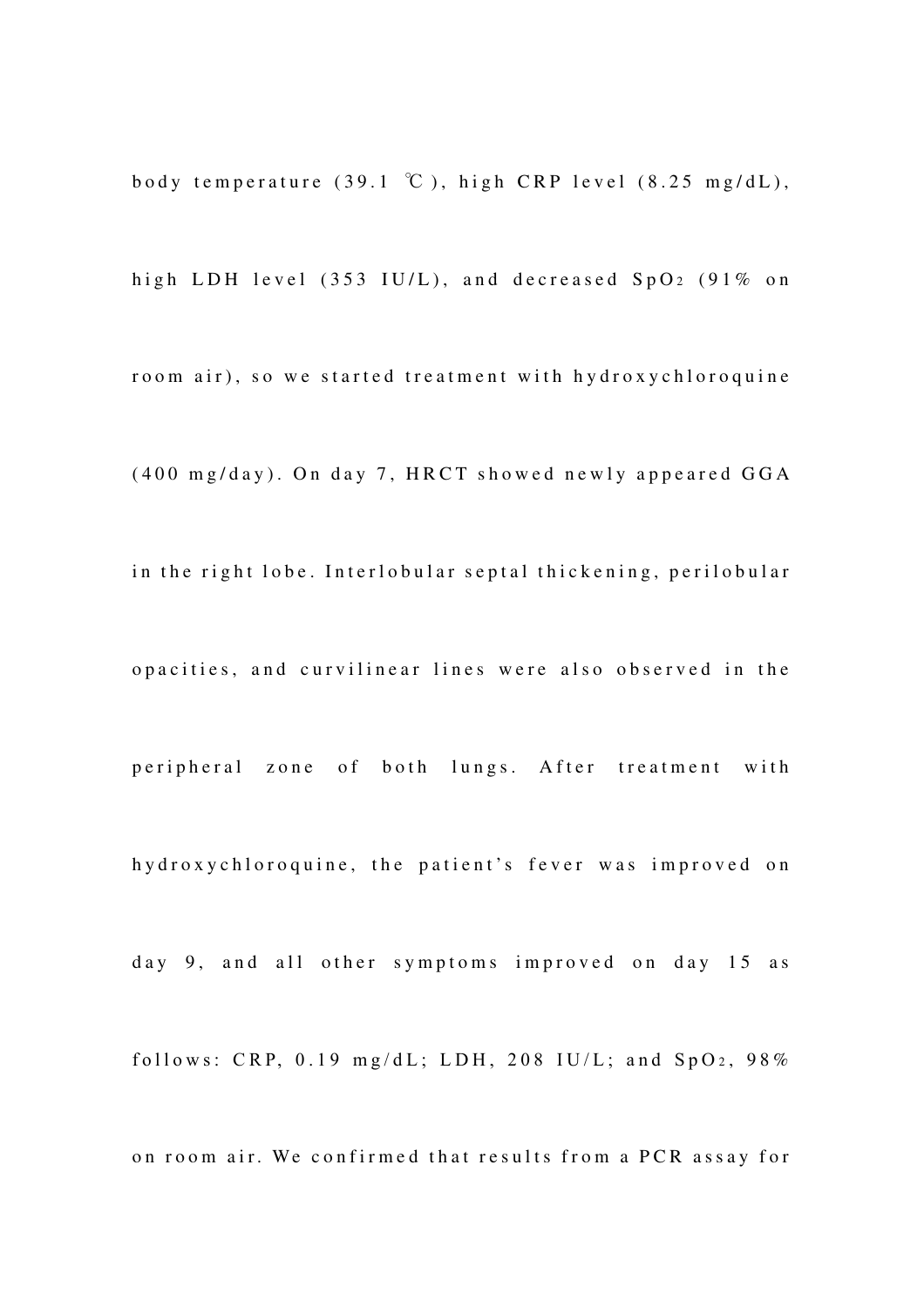body temperature (39.1 ℃), high CRP level (8.25 mg/dL), high LDH level (353 IU/L), and decreased $SpO_2$ (91% on room air), so we started treatment with hydroxychloroquine (400 mg/day). On day 7, HRCT showed newly appeared GGA in the right lobe. Interlobular septal thickening, perilobular opacities, and curvilinear lines were also observed in the peripheral zone of both lungs. After treatment with hydroxychloroquine, the patient's fever was improved on day 9, and all other symptoms improved on day 15 as follows: CRP, 0.19 mg/dL; LDH, 208 IU/L; and $SpO_2$, 98% on room air. We confirmed that results from a PCR assay for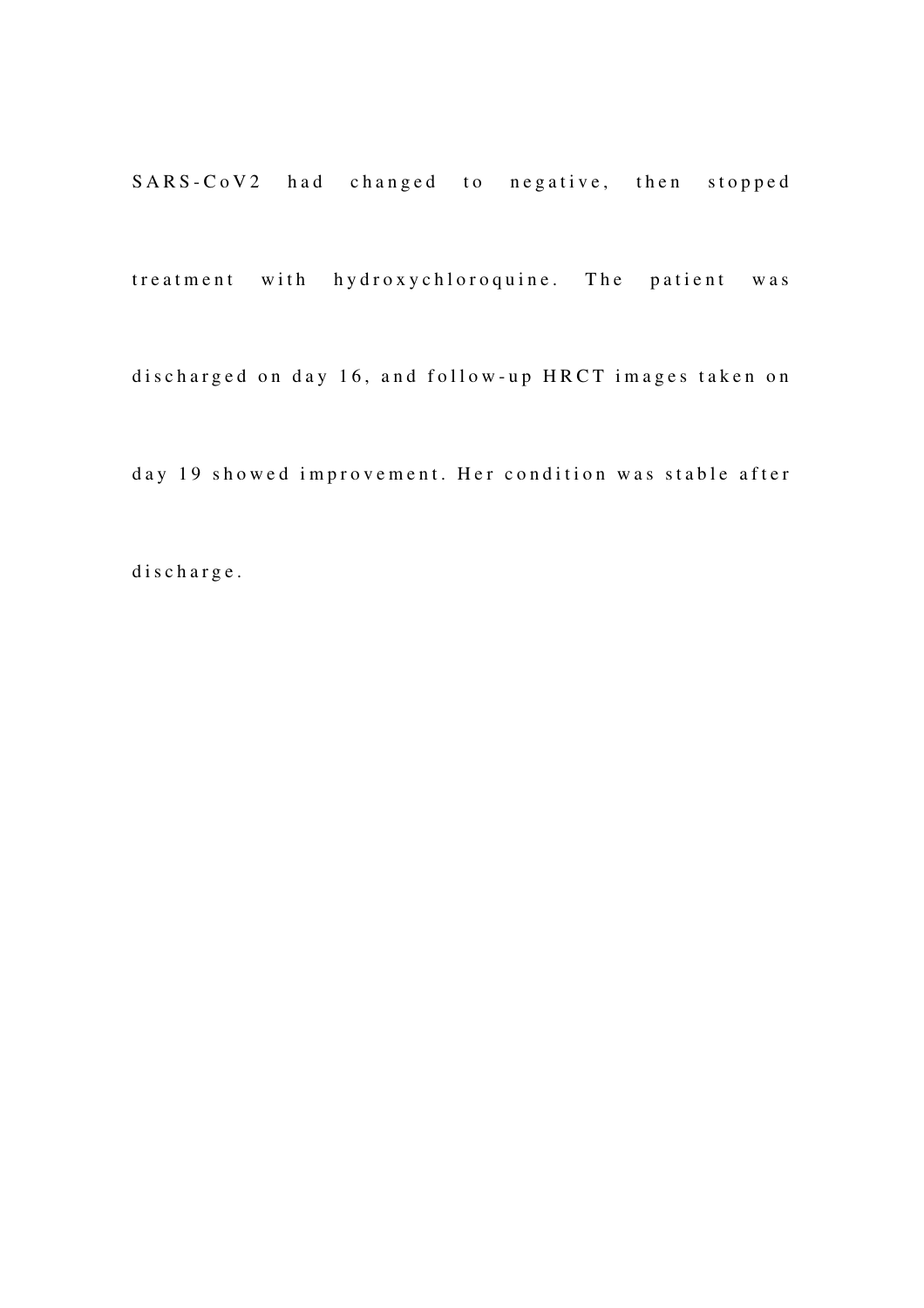SARS-CoV2 had changed to negative, then stopped treatment with hydroxychloroquine. The patient was discharged on day 16, and follow-up HRCT images taken on day 19 showed improvement. Her condition was stable after discharge.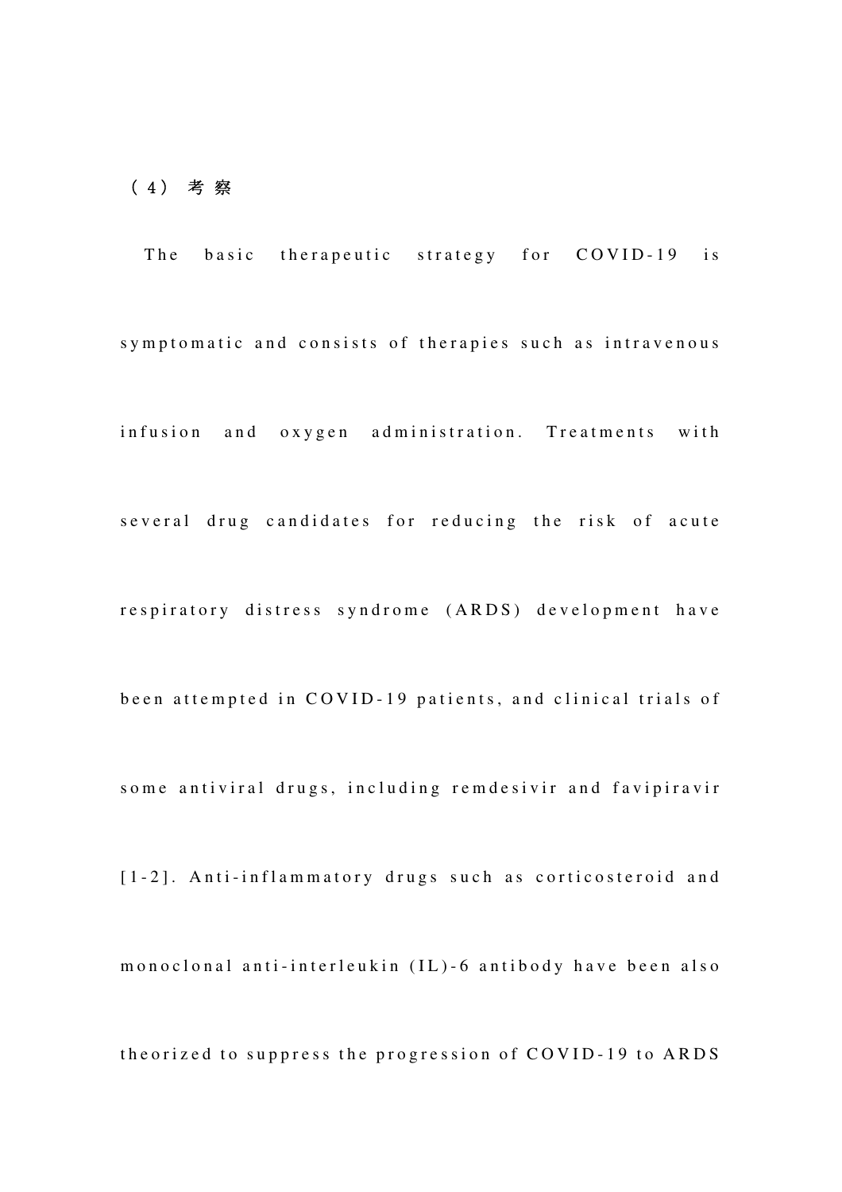## （4） 考 察

The basic therapeutic strategy for COVID-19 is symptomatic and consists of therapies such as intravenous infusion and oxygen administration. Treatments with several drug candidates for reducing the risk of acute respiratory distress syndrome (ARDS) development have been attempted in COVID-19 patients, and clinical trials of some antiviral drugs, including remdesivir and favipiravir [1-2]. Anti-inflammatory drugs such as corticosteroid and monoclonal anti-interleukin (IL)-6 antibody have been also theorized to suppress the progression of COVID-19 to ARDS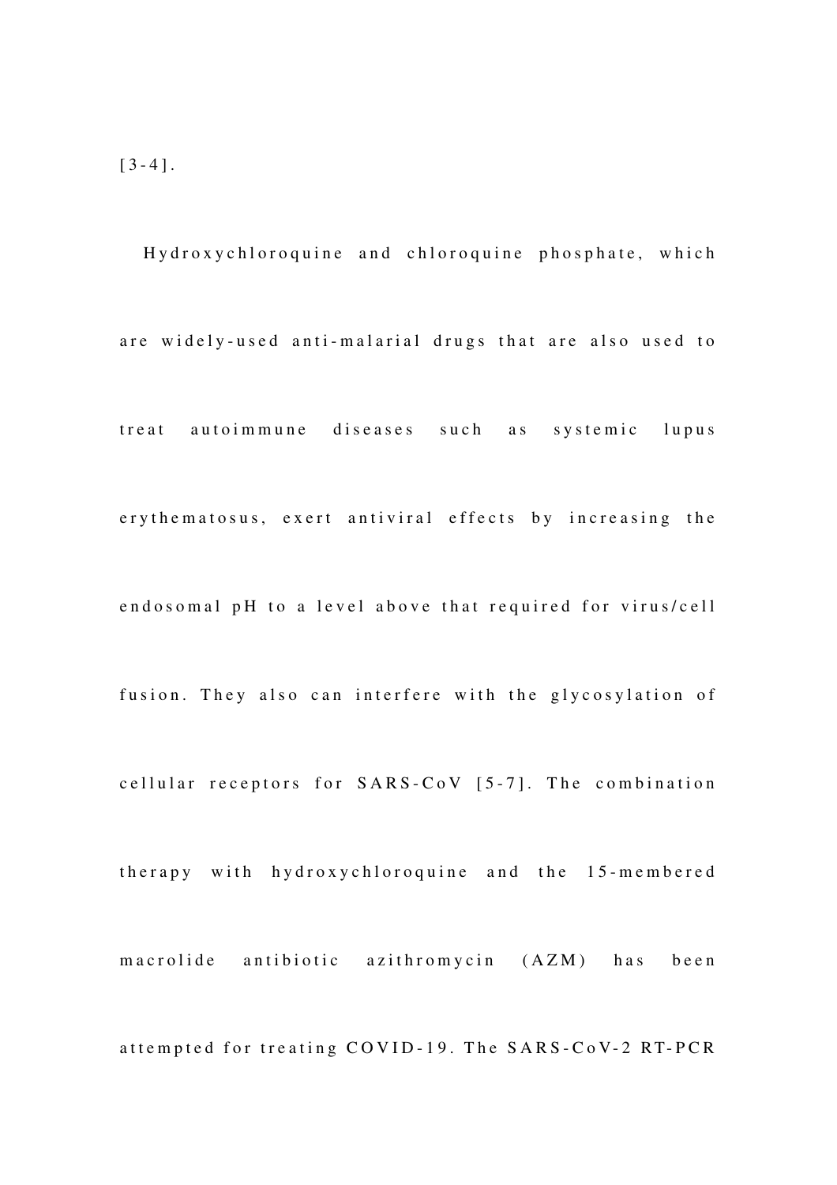[3-4].

Hydroxychloroquine and chloroquine phosphate, which are widely-used anti-malarial drugs that are also used to treat autoimmune diseases such as systemic lupus erythematosus, exert antiviral effects by increasing the endosomal pH to a level above that required for virus/cell fusion. They also can interfere with the glycosylation of cellular receptors for SARS-CoV [5-7]. The combination therapy with hydroxychloroquine and the 15-membered macrolide antibiotic azithromycin (AZM) has been attempted for treating COVID-19. The SARS-CoV-2 RT-PCR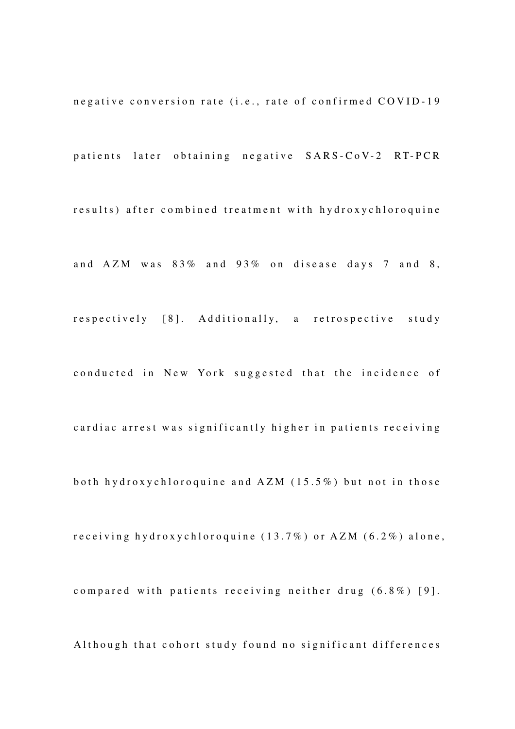negative conversion rate (i.e., rate of confirmed COVID-19 patients later obtaining negative SARS-CoV-2 RT-PCR results) after combined treatment with hydroxychloroquine and AZM was 83% and 93% on disease days 7 and 8, respectively [8]. Additionally, a retrospective study conducted in New York suggested that the incidence of cardiac arrest was significantly higher in patients receiving both hydroxychloroquine and AZM (15.5%) but not in those receiving hydroxychloroquine (13.7%) or AZM (6.2%) alone, compared with patients receiving neither drug (6.8%) [9]. Although that cohort study found no significant differences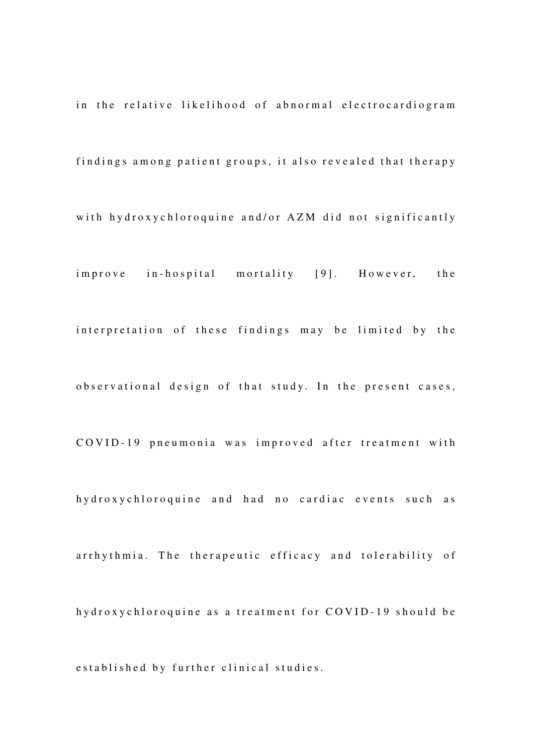in the relative likelihood of abnormal electrocardiogram findings among patient groups, it also revealed that therapy with hydroxychloroquine and/or AZM did not significantly improve in-hospital mortality [9]. However, the interpretation of these findings may be limited by the observational design of that study. In the present cases, COVID-19 pneumonia was improved after treatment with hydroxychloroquine and had no cardiac events such as arrhythmia. The therapeutic efficacy and tolerability of hydroxychloroquine as a treatment for COVID-19 should be established by further clinical studies.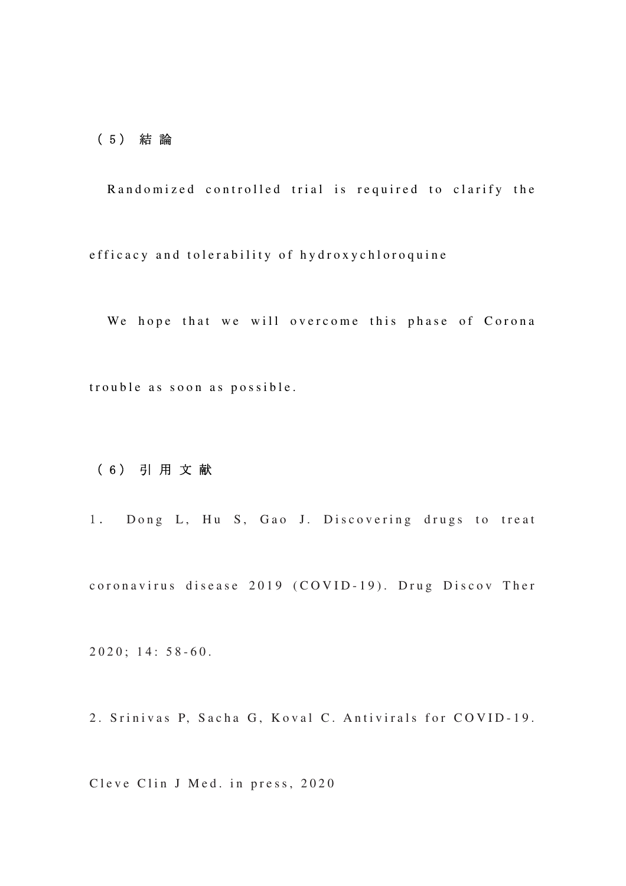## （5） 結論

Randomized controlled trial is required to clarify the efficacy and tolerability of hydroxychloroquine

We hope that we will overcome this phase of Corona trouble as soon as possible.

## （6） 引用文献

1． Dong L, Hu S, Gao J. Discovering drugs to treat coronavirus disease 2019 (COVID-19). Drug Discov Ther 2020; 14: 58-60.

2. Srinivas P, Sacha G, Koval C. Antivirals for COVID-19. Cleve Clin J Med. in press, 2020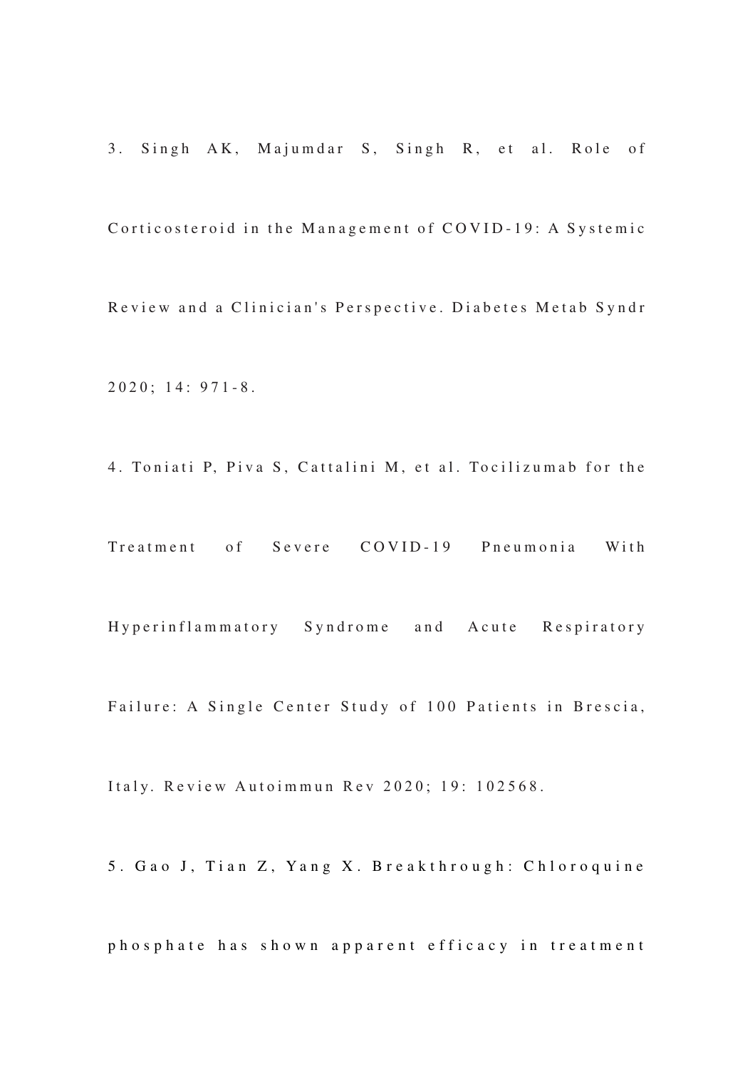3. Singh AK, Majumdar S, Singh R, et al. Role of Corticosteroid in the Management of COVID-19: A Systemic Review and a Clinician's Perspective. Diabetes Metab Syndr 2020; 14: 971-8.

4. Toniati P, Piva S, Cattalini M, et al. Tocilizumab for the Treatment of Severe COVID-19 Pneumonia With Hyperinflammatory Syndrome and Acute Respiratory Failure: A Single Center Study of 100 Patients in Brescia, Italy. Review Autoimmun Rev 2020; 19: 102568.

5. Gao J, Tian Z, Yang X. Breakthrough: Chloroquine phosphate has shown apparent efficacy in treatment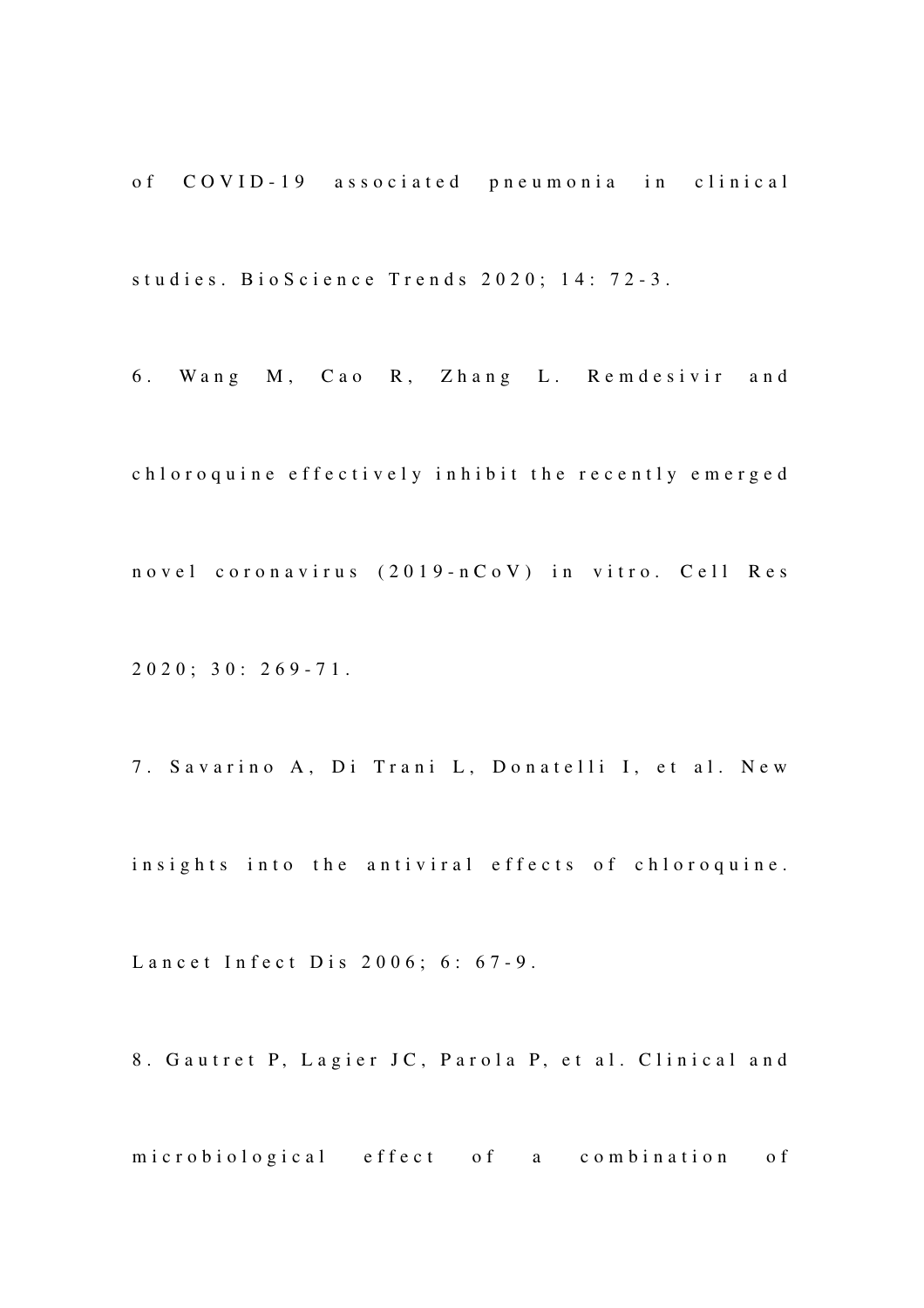of COVID-19 associated pneumonia in clinical studies. BioScience Trends 2020; 14: 72-3.

6. Wang M, Cao R, Zhang L. Remdesivir and chloroquine effectively inhibit the recently emerged novel coronavirus (2019-nCoV) in vitro. Cell Res 2020; 30: 269-71.

7. Savarino A, Di Trani L, Donatelli I, et al. New insights into the antiviral effects of chloroquine. Lancet Infect Dis 2006; 6: 67-9.

8. Gautret P, Lagier JC, Parola P, et al. Clinical and microbiological effect of a combination of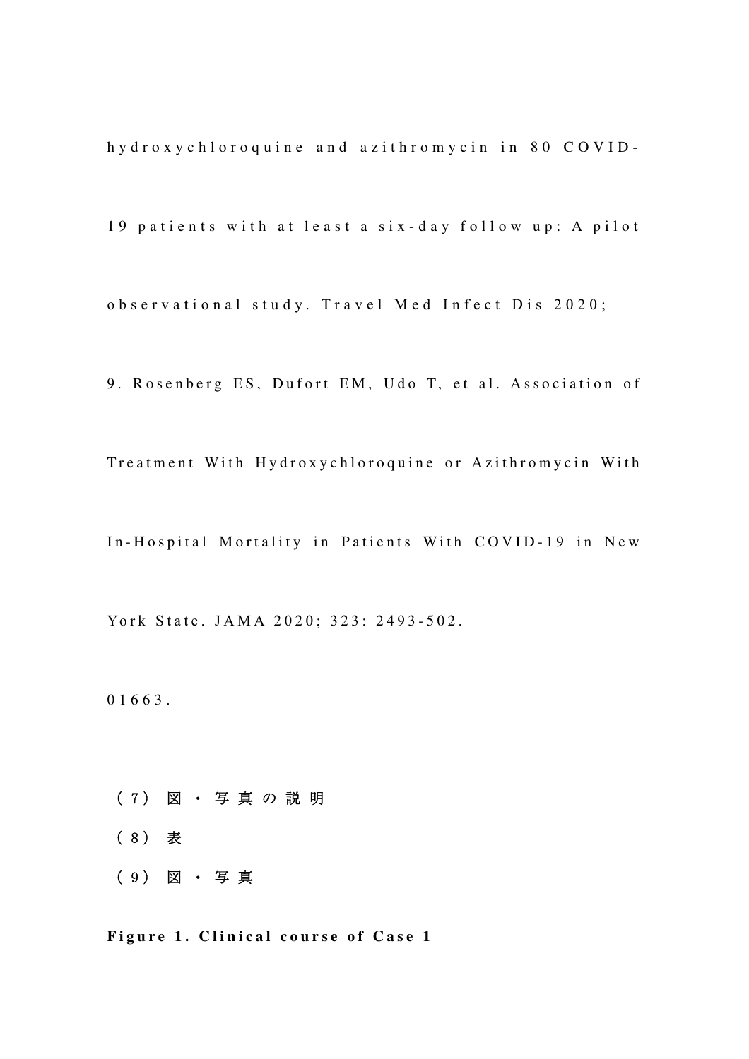hydroxychloroquine and azithromycin in 80 COVID-19 patients with at least a six-day follow up: A pilot observational study. Travel Med Infect Dis 2020;

9. Rosenberg ES, Dufort EM, Udo T, et al. Association of Treatment With Hydroxychloroquine or Azithromycin With In-Hospital Mortality in Patients With COVID-19 in New York State. JAMA 2020; 323: 2493-502.

01663.

（7）図・写真の説明

（8）表

（9）図・写真

**Figure 1. Clinical course of Case 1**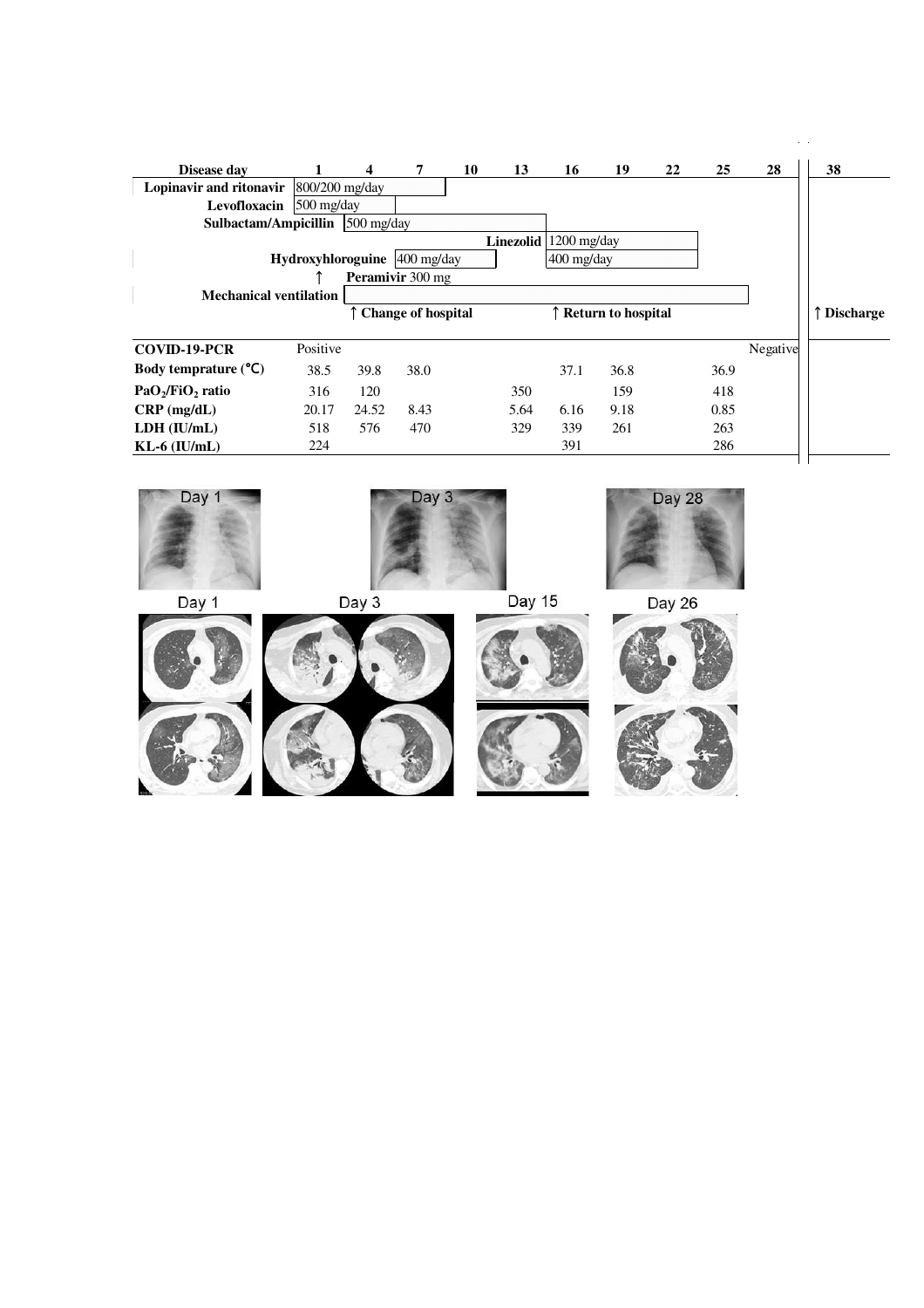| Disease day | 1 | 4 | 7 | 10 | 13 | 16 | 19 | 22 | 25 | 28 | 38 |
|---|---|---|---|---|---|---|---|---|---|---|---|
| Lopinavir and ritonavir | 800/200 mg/day | | | | | | | | | | |
| Levofloxacin | 500 mg/day | | | | | | | | | | |
| Sulbactam/Ampicillin | | 500 mg/day | | | | | | | | | |
| Linezolid | | | | | | 1200 mg/day | | | | | |
| Hydroxyhloroguine | | | 400 mg/day | | | 400 mg/day | | | | | |
| Peramivir 300 mg | ↑ | | | | | | | | | | |
| Mechanical ventilation | | | | | | | | | | | |
| | | ↑ Change of hospital | | | | ↑ Return to hospital | | | | | ↑ Discharge |
| COVID-19-PCR | Positive | | | | | | | | | Negative | |
| Body temprature (℃) | 38.5 | 39.8 | 38.0 | | | 37.1 | 36.8 | | 36.9 | | |
| $PaO_2/FiO_2$ ratio | 316 | 120 | | | 350 | | 159 | | 418 | | |
| CRP (mg/dL) | 20.17 | 24.52 | 8.43 | | 5.64 | 6.16 | 9.18 | | 0.85 | | |
| LDH (IU/mL) | 518 | 576 | 470 | | 329 | 339 | 261 | | 263 | | |
| KL-6 (IU/mL) | 224 | | | | | 391 | | | 286 | | |

Day 1 Day 3 Day 28

Day 1 Day 3 Day 15 Day 26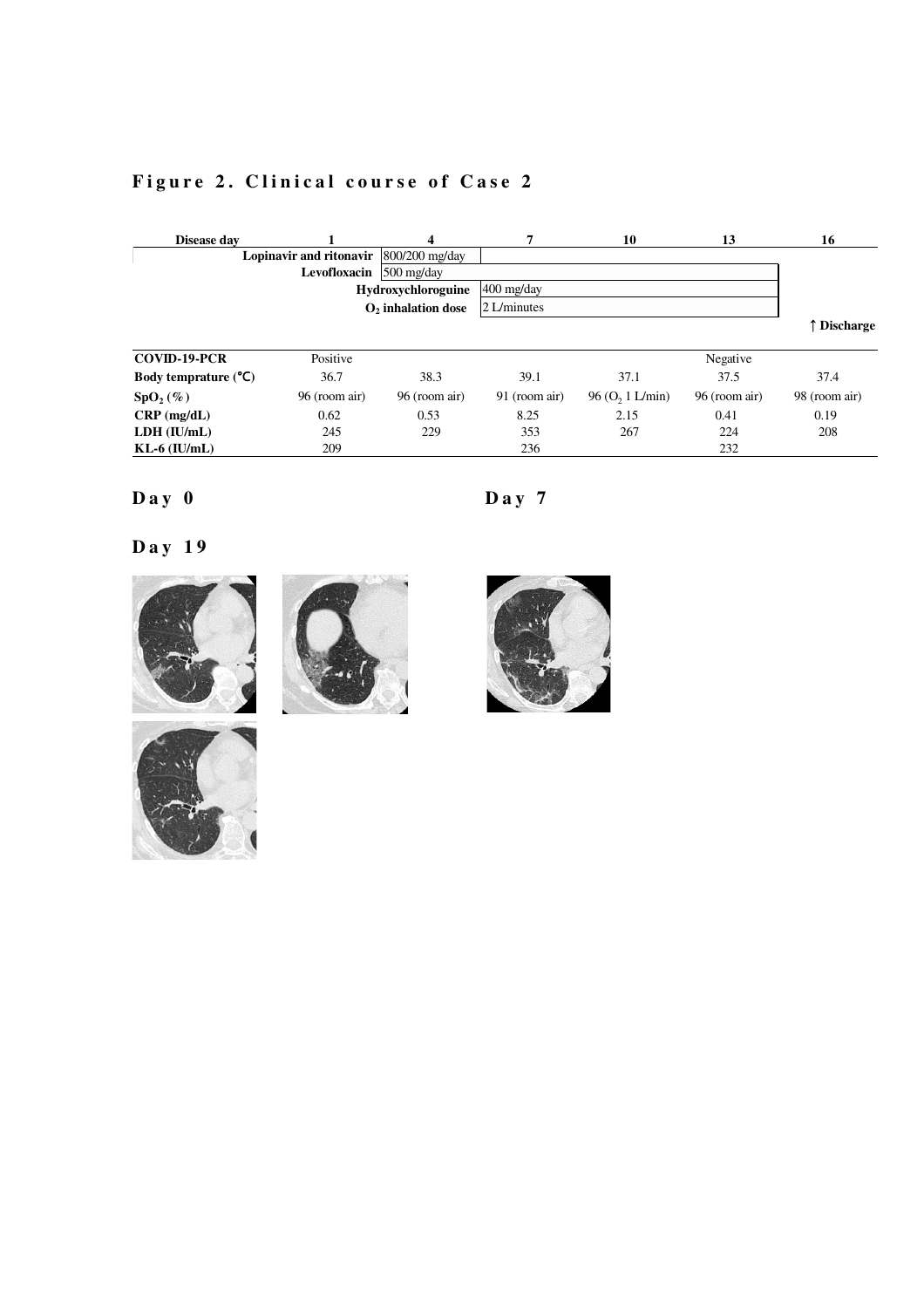# Figure 2. Clinical course of Case 2

| Disease day | 1 | 4 | 7 | 10 | 13 | 16 |
|---|---|---|---|---|---|---|
| Lopinavir and ritonavir | | 800/200 mg/day | | | | |
| Levofloxacin | | 500 mg/day | | | | |
| Hydroxychloroguine | | | 400 mg/day | | | |
| $O_2$ inhalation dose | | | 2 L/minutes | | | |
| | | | | | | ↑ Discharge |
| COVID-19-PCR | Positive | | | | Negative | |
| Body temprature (℃) | 36.7 | 38.3 | 39.1 | 37.1 | 37.5 | 37.4 |
| $SpO_2$ (%) | 96 (room air) | 96 (room air) | 91 (room air) | 96 ($O_2$ 1 L/min) | 96 (room air) | 98 (room air) |
| CRP (mg/dL) | 0.62 | 0.53 | 8.25 | 2.15 | 0.41 | 0.19 |
| LDH (IU/mL) | 245 | 229 | 353 | 267 | 224 | 208 |
| KL-6 (IU/mL) | 209 | | 236 | | 232 | |

**Day 0**

**Day 7**

**Day 19**